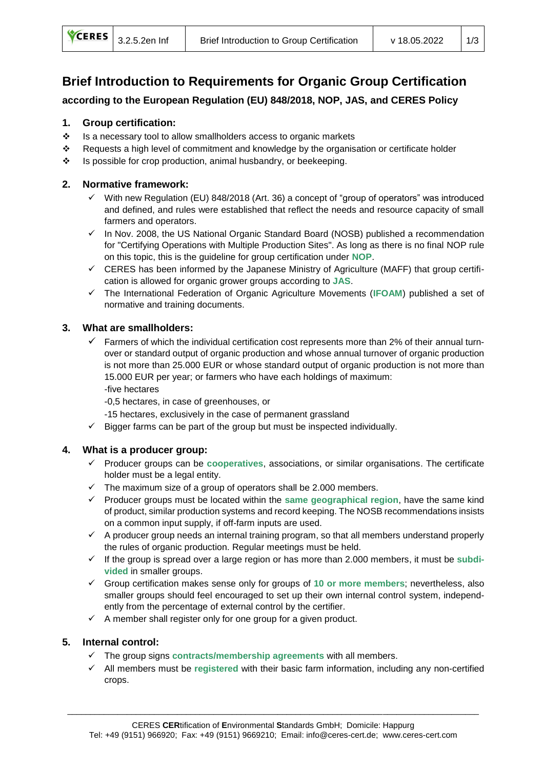# Brief Introduction to Requirements for Organic Group Certification

**according to the European Regulation (EU) 848/2018, NOP, JAS, and CERES Policy**

## 1. Group certification:

- Is a necessary tool to allow smallholders access to organic markets
- Requests a high level of commitment and knowledge by the organisation or certificate holder
- Is possible for crop production, animal husbandry, or beekeeping.

## 2. Normative framework:

- ✓ With new Regulation (EU) 848/2018 (Art. 36) a concept of "group of operators" was introduced and defined, and rules were established that reflect the needs and resource capacity of small farmers and operators.
- ✓ In Nov. 2008, the US National Organic Standard Board (NOSB) published a recommendation for "Certifying Operations with Multiple Production Sites". As long as there is no final NOP rule on this topic, this is the guideline for group certification under **NOP**.
- ✓ CERES has been informed by the Japanese Ministry of Agriculture (MAFF) that group certification is allowed for organic grower groups according to **JAS**.
- ✓ The International Federation of Organic Agriculture Movements (**IFOAM**) published a set of normative and training documents.

## 3. What are smallholders:

- ✓ Farmers of which the individual certification cost represents more than 2% of their annual turnover or standard output of organic production and whose annual turnover of organic production is not more than 25.000 EUR or whose standard output of organic production is not more than 15.000 EUR per year; or farmers who have each holdings of maximum:
  - -five hectares
  - -0,5 hectares, in case of greenhouses, or
  - -15 hectares, exclusively in the case of permanent grassland
- ✓ Bigger farms can be part of the group but must be inspected individually.

## 4. What is a producer group:

- ✓ Producer groups can be **cooperatives**, associations, or similar organisations. The certificate holder must be a legal entity.
- ✓ The maximum size of a group of operators shall be 2.000 members.
- ✓ Producer groups must be located within the **same geographical region**, have the same kind of product, similar production systems and record keeping. The NOSB recommendations insists on a common input supply, if off-farm inputs are used.
- ✓ A producer group needs an internal training program, so that all members understand properly the rules of organic production. Regular meetings must be held.
- ✓ If the group is spread over a large region or has more than 2.000 members, it must be **subdivided** in smaller groups.
- ✓ Group certification makes sense only for groups of **10 or more members**; nevertheless, also smaller groups should feel encouraged to set up their own internal control system, independently from the percentage of external control by the certifier.
- ✓ A member shall register only for one group for a given product.

## 5. Internal control:

- ✓ The group signs **contracts/membership agreements** with all members.
- ✓ All members must be **registered** with their basic farm information, including any non-certified crops.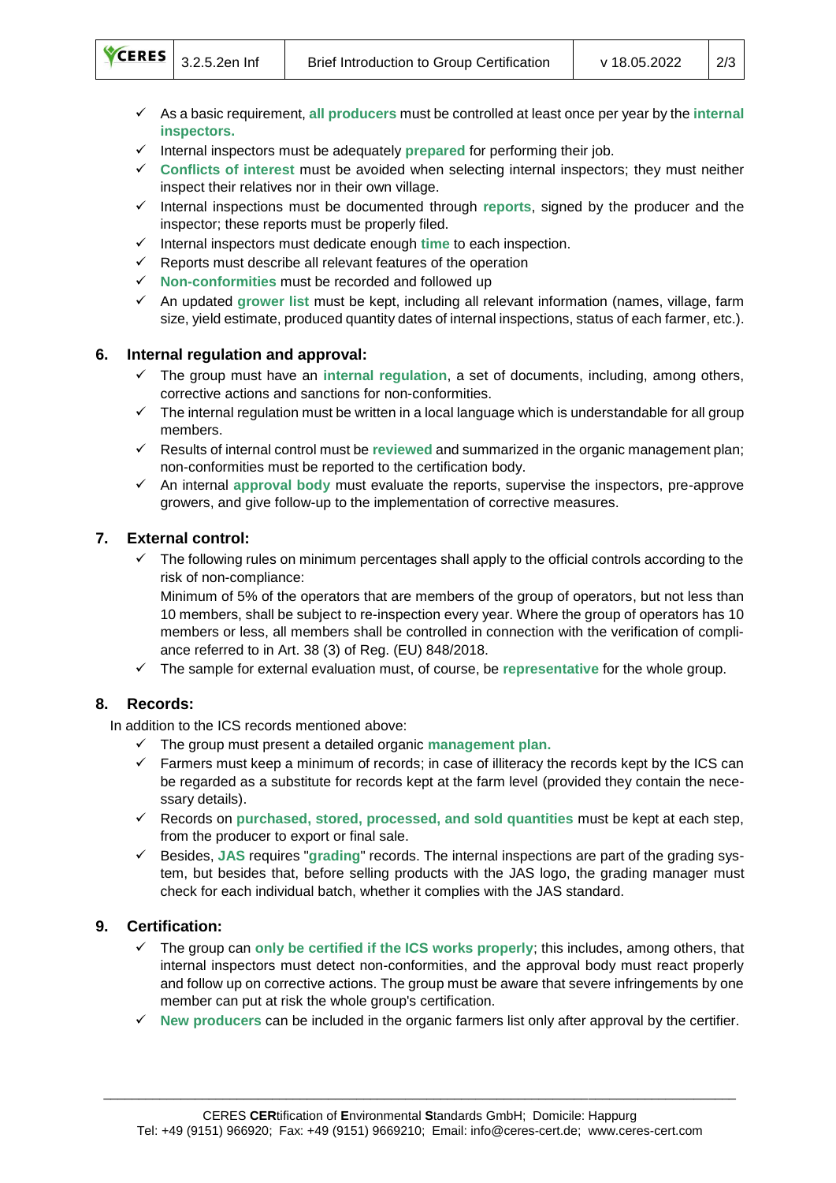- ✓ As a basic requirement, **all producers** must be controlled at least once per year by the **internal inspectors.**
- ✓ Internal inspectors must be adequately **prepared** for performing their job.
- ✓ **Conflicts of interest** must be avoided when selecting internal inspectors; they must neither inspect their relatives nor in their own village.
- ✓ Internal inspections must be documented through **reports**, signed by the producer and the inspector; these reports must be properly filed.
- ✓ Internal inspectors must dedicate enough **time** to each inspection.
- ✓ Reports must describe all relevant features of the operation
- ✓ **Non-conformities** must be recorded and followed up
- ✓ An updated **grower list** must be kept, including all relevant information (names, village, farm size, yield estimate, produced quantity dates of internal inspections, status of each farmer, etc.).

## 6. Internal regulation and approval:

- ✓ The group must have an **internal regulation**, a set of documents, including, among others, corrective actions and sanctions for non-conformities.
- ✓ The internal regulation must be written in a local language which is understandable for all group members.
- ✓ Results of internal control must be **reviewed** and summarized in the organic management plan; non-conformities must be reported to the certification body.
- ✓ An internal **approval body** must evaluate the reports, supervise the inspectors, pre-approve growers, and give follow-up to the implementation of corrective measures.

## 7. External control:

- ✓ The following rules on minimum percentages shall apply to the official controls according to the risk of non-compliance:
  Minimum of 5% of the operators that are members of the group of operators, but not less than 10 members, shall be subject to re-inspection every year. Where the group of operators has 10 members or less, all members shall be controlled in connection with the verification of compliance referred to in Art. 38 (3) of Reg. (EU) 848/2018.
- ✓ The sample for external evaluation must, of course, be **representative** for the whole group.

## 8. Records:

In addition to the ICS records mentioned above:

- ✓ The group must present a detailed organic **management plan.**
- ✓ Farmers must keep a minimum of records; in case of illiteracy the records kept by the ICS can be regarded as a substitute for records kept at the farm level (provided they contain the necessary details).
- ✓ Records on **purchased, stored, processed, and sold quantities** must be kept at each step, from the producer to export or final sale.
- ✓ Besides, **JAS** requires "**grading**" records. The internal inspections are part of the grading system, but besides that, before selling products with the JAS logo, the grading manager must check for each individual batch, whether it complies with the JAS standard.

## 9. Certification:

- ✓ The group can **only be certified if the ICS works properly**; this includes, among others, that internal inspectors must detect non-conformities, and the approval body must react properly and follow up on corrective actions. The group must be aware that severe infringements by one member can put at risk the whole group's certification.
- ✓ **New producers** can be included in the organic farmers list only after approval by the certifier.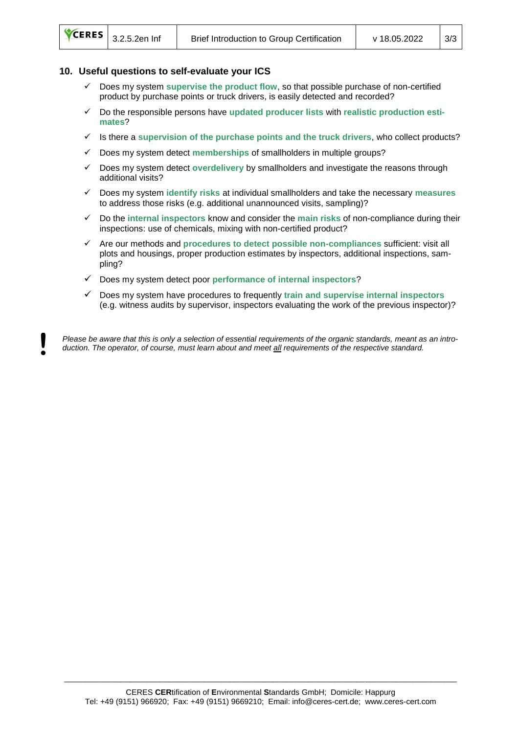## 10. Useful questions to self-evaluate your ICS

- ✓ Does my system **supervise the product flow**, so that possible purchase of non-certified product by purchase points or truck drivers, is easily detected and recorded?
- ✓ Do the responsible persons have **updated producer lists** with **realistic production estimates**?
- ✓ Is there a **supervision of the purchase points and the truck drivers**, who collect products?
- ✓ Does my system detect **memberships** of smallholders in multiple groups?
- ✓ Does my system detect **overdelivery** by smallholders and investigate the reasons through additional visits?
- ✓ Does my system **identify risks** at individual smallholders and take the necessary **measures** to address those risks (e.g. additional unannounced visits, sampling)?
- ✓ Do the **internal inspectors** know and consider the **main risks** of non-compliance during their inspections: use of chemicals, mixing with non-certified product?
- ✓ Are our methods and **procedures to detect possible non-compliances** sufficient: visit all plots and housings, proper production estimates by inspectors, additional inspections, sampling?
- ✓ Does my system detect poor **performance of internal inspectors**?
- ✓ Does my system have procedures to frequently **train and supervise internal inspectors** (e.g. witness audits by supervisor, inspectors evaluating the work of the previous inspector)?

**!** *Please be aware that this is only a selection of essential requirements of the organic standards, meant as an introduction. The operator, of course, must learn about and meet all requirements of the respective standard.*